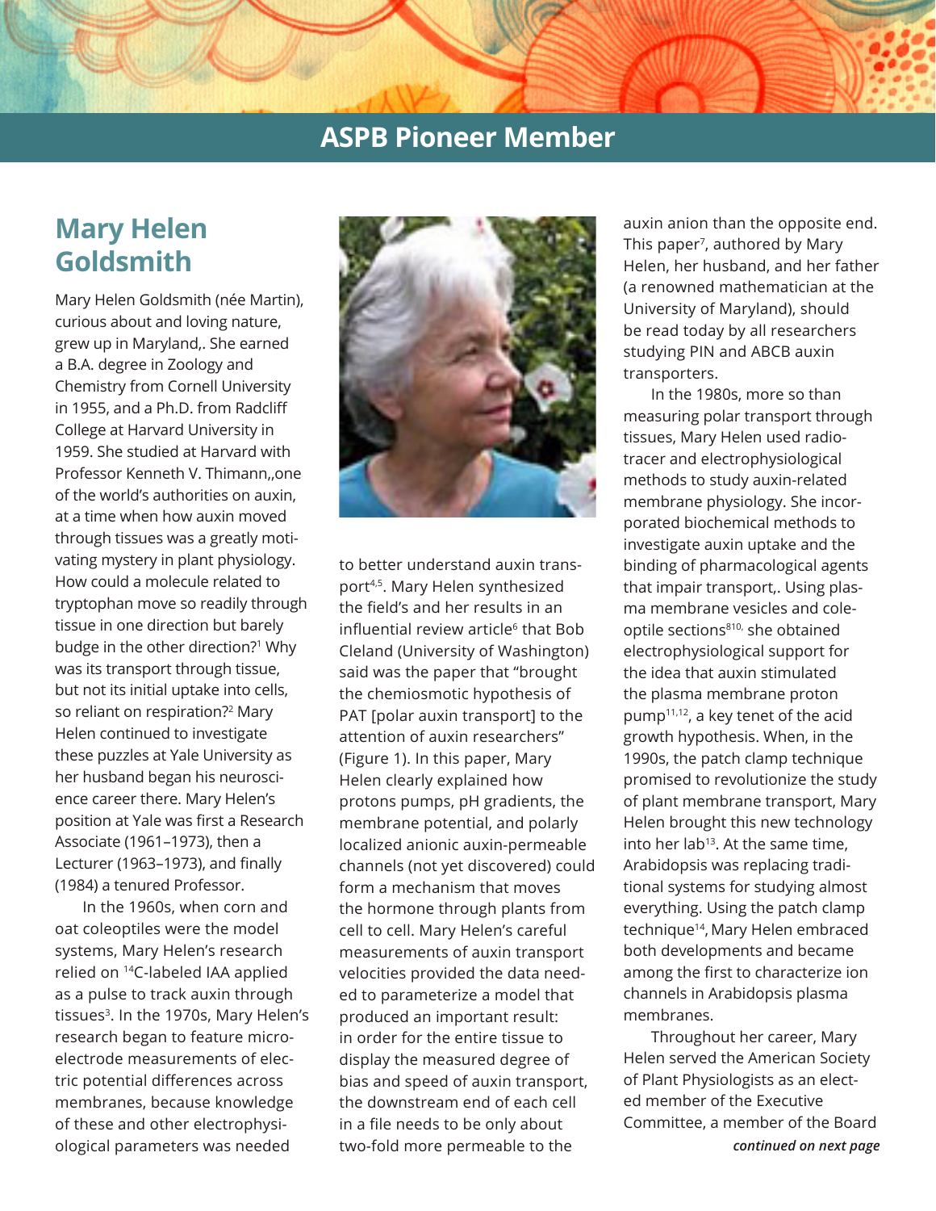# ASPB Pioneer Member

## Mary Helen Goldsmith

Mary Helen Goldsmith (née Martin), curious about and loving nature, grew up in Maryland,. She earned a B.A. degree in Zoology and Chemistry from Cornell University in 1955, and a Ph.D. from Radcliff College at Harvard University in 1959. She studied at Harvard with Professor Kenneth V. Thimann,,one of the world's authorities on auxin, at a time when how auxin moved through tissues was a greatly motivating mystery in plant physiology. How could a molecule related to tryptophan move so readily through tissue in one direction but barely budge in the other direction?[1] Why was its transport through tissue, but not its initial uptake into cells, so reliant on respiration?[2] Mary Helen continued to investigate these puzzles at Yale University as her husband began his neuroscience career there. Mary Helen's position at Yale was first a Research Associate (1961–1973), then a Lecturer (1963–1973), and finally (1984) a tenured Professor.

In the 1960s, when corn and oat coleoptiles were the model systems, Mary Helen's research relied on $^{14}$C-labeled IAA applied as a pulse to track auxin through tissues[3]. In the 1970s, Mary Helen's research began to feature microelectrode measurements of electric potential differences across membranes, because knowledge of these and other electrophysiological parameters was needed to better understand auxin transport[4,5]. Mary Helen synthesized the field's and her results in an influential review article[6] that Bob Cleland (University of Washington) said was the paper that "brought the chemiosmotic hypothesis of PAT [polar auxin transport] to the attention of auxin researchers" (Figure 1). In this paper, Mary Helen clearly explained how protons pumps, pH gradients, the membrane potential, and polarly localized anionic auxin-permeable channels (not yet discovered) could form a mechanism that moves the hormone through plants from cell to cell. Mary Helen's careful measurements of auxin transport velocities provided the data needed to parameterize a model that produced an important result: in order for the entire tissue to display the measured degree of bias and speed of auxin transport, the downstream end of each cell in a file needs to be only about two-fold more permeable to the auxin anion than the opposite end. This paper[7], authored by Mary Helen, her husband, and her father (a renowned mathematician at the University of Maryland), should be read today by all researchers studying PIN and ABCB auxin transporters.

In the 1980s, more so than measuring polar transport through tissues, Mary Helen used radiotracer and electrophysiological methods to study auxin-related membrane physiology. She incorporated biochemical methods to investigate auxin uptake and the binding of pharmacological agents that impair transport,. Using plasma membrane vesicles and coleoptile sections[8,10,] she obtained electrophysiological support for the idea that auxin stimulated the plasma membrane proton pump[11,12], a key tenet of the acid growth hypothesis. When, in the 1990s, the patch clamp technique promised to revolutionize the study of plant membrane transport, Mary Helen brought this new technology into her lab[13]. At the same time, Arabidopsis was replacing traditional systems for studying almost everything. Using the patch clamp technique[14], Mary Helen embraced both developments and became among the first to characterize ion channels in Arabidopsis plasma membranes.

Throughout her career, Mary Helen served the American Society of Plant Physiologists as an elected member of the Executive Committee, a member of the Board

*continued on next page*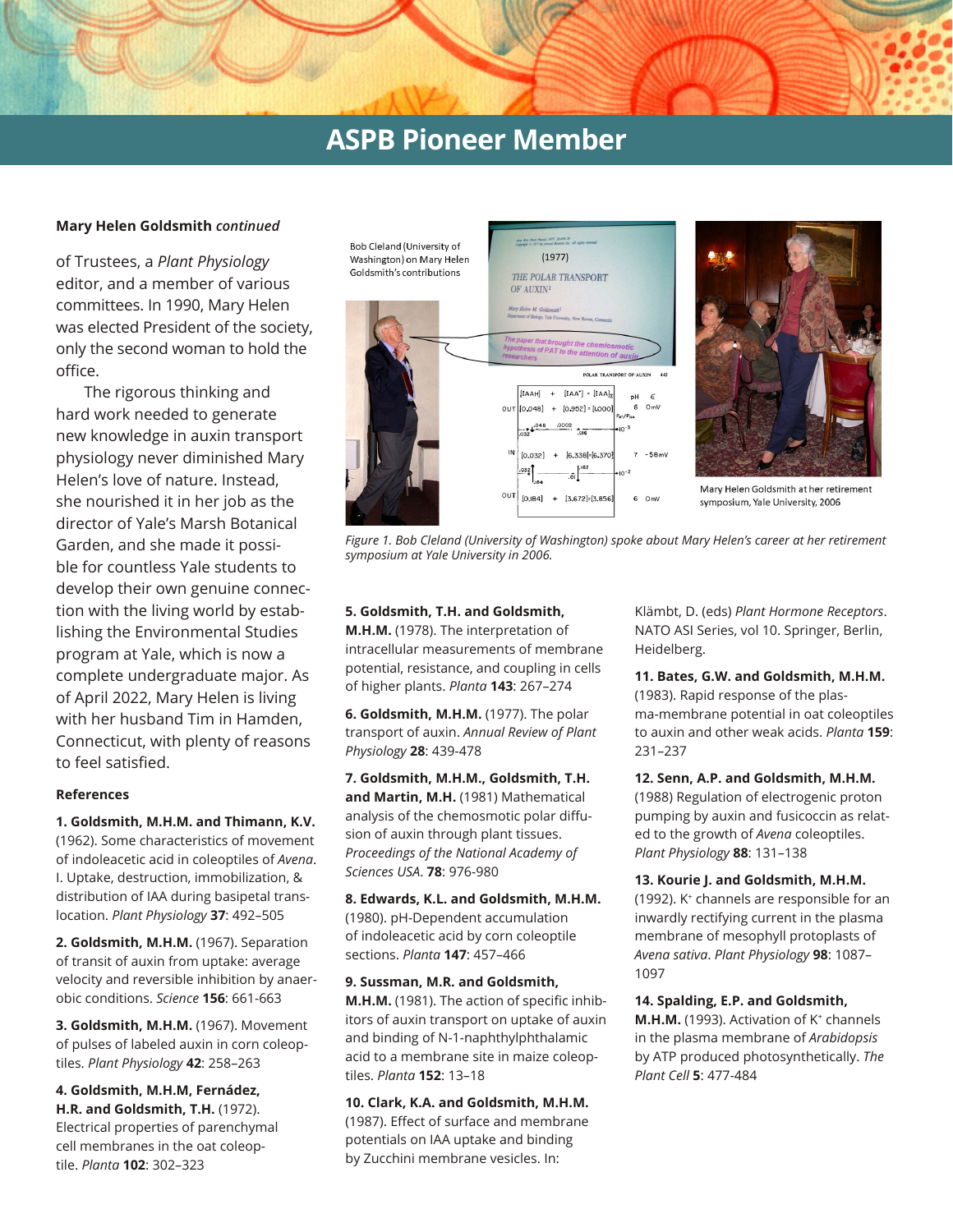## ASPB Pioneer Member

**Mary Helen Goldsmith** *continued*

of Trustees, a *Plant Physiology* editor, and a member of various committees. In 1990, Mary Helen was elected President of the society, only the second woman to hold the office.

The rigorous thinking and hard work needed to generate new knowledge in auxin transport physiology never diminished Mary Helen's love of nature. Instead, she nourished it in her job as the director of Yale's Marsh Botanical Garden, and she made it possible for countless Yale students to develop their own genuine connection with the living world by establishing the Environmental Studies program at Yale, which is now a complete undergraduate major. As of April 2022, Mary Helen is living with her husband Tim in Hamden, Connecticut, with plenty of reasons to feel satisfied.

Bob Cleland (University of Washington) on Mary Helen Goldsmith's contributions

Mary Helen Goldsmith at her retirement symposium, Yale University, 2006

*Figure 1. Bob Cleland (University of Washington) spoke about Mary Helen's career at her retirement symposium at Yale University in 2006.*

### References

**1. Goldsmith, M.H.M. and Thimann, K.V.** (1962). Some characteristics of movement of indoleacetic acid in coleoptiles of *Avena*. I. Uptake, destruction, immobilization, & distribution of IAA during basipetal translocation. *Plant Physiology* **37**: 492–505

**2. Goldsmith, M.H.M.** (1967). Separation of transit of auxin from uptake: average velocity and reversible inhibition by anaerobic conditions. *Science* **156**: 661-663

**3. Goldsmith, M.H.M.** (1967). Movement of pulses of labeled auxin in corn coleoptiles. *Plant Physiology* **42**: 258–263

**4. Goldsmith, M.H.M, Fernádez, H.R. and Goldsmith, T.H.** (1972). Electrical properties of parenchymal cell membranes in the oat coleoptile. *Planta* **102**: 302–323

**5. Goldsmith, T.H. and Goldsmith, M.H.M.** (1978). The interpretation of intracellular measurements of membrane potential, resistance, and coupling in cells of higher plants. *Planta* **143**: 267–274

**6. Goldsmith, M.H.M.** (1977). The polar transport of auxin. *Annual Review of Plant Physiology* **28**: 439-478

**7. Goldsmith, M.H.M., Goldsmith, T.H. and Martin, M.H.** (1981) Mathematical analysis of the chemosmotic polar diffusion of auxin through plant tissues. *Proceedings of the National Academy of Sciences USA*. **78**: 976-980

**8. Edwards, K.L. and Goldsmith, M.H.M.** (1980). pH-Dependent accumulation of indoleacetic acid by corn coleoptile sections. *Planta* **147**: 457–466

**9. Sussman, M.R. and Goldsmith, M.H.M.** (1981). The action of specific inhibitors of auxin transport on uptake of auxin and binding of N-1-naphthylphthalamic acid to a membrane site in maize coleoptiles. *Planta* **152**: 13–18

**10. Clark, K.A. and Goldsmith, M.H.M.** (1987). Effect of surface and membrane potentials on IAA uptake and binding by Zucchini membrane vesicles. In: Klämbt, D. (eds) *Plant Hormone Receptors*. NATO ASI Series, vol 10. Springer, Berlin, Heidelberg.

**11. Bates, G.W. and Goldsmith, M.H.M.** (1983). Rapid response of the plasma-membrane potential in oat coleoptiles to auxin and other weak acids. *Planta* **159**: 231–237

**12. Senn, A.P. and Goldsmith, M.H.M.** (1988) Regulation of electrogenic proton pumping by auxin and fusicoccin as related to the growth of *Avena* coleoptiles. *Plant Physiology* **88**: 131–138

**13. Kourie J. and Goldsmith, M.H.M.** (1992). $K^+$ channels are responsible for an inwardly rectifying current in the plasma membrane of mesophyll protoplasts of *Avena sativa*. *Plant Physiology* **98**: 1087–1097

**14. Spalding, E.P. and Goldsmith, M.H.M.** (1993). Activation of $K^+$ channels in the plasma membrane of *Arabidopsis* by ATP produced photosynthetically. *The Plant Cell* **5**: 477-484